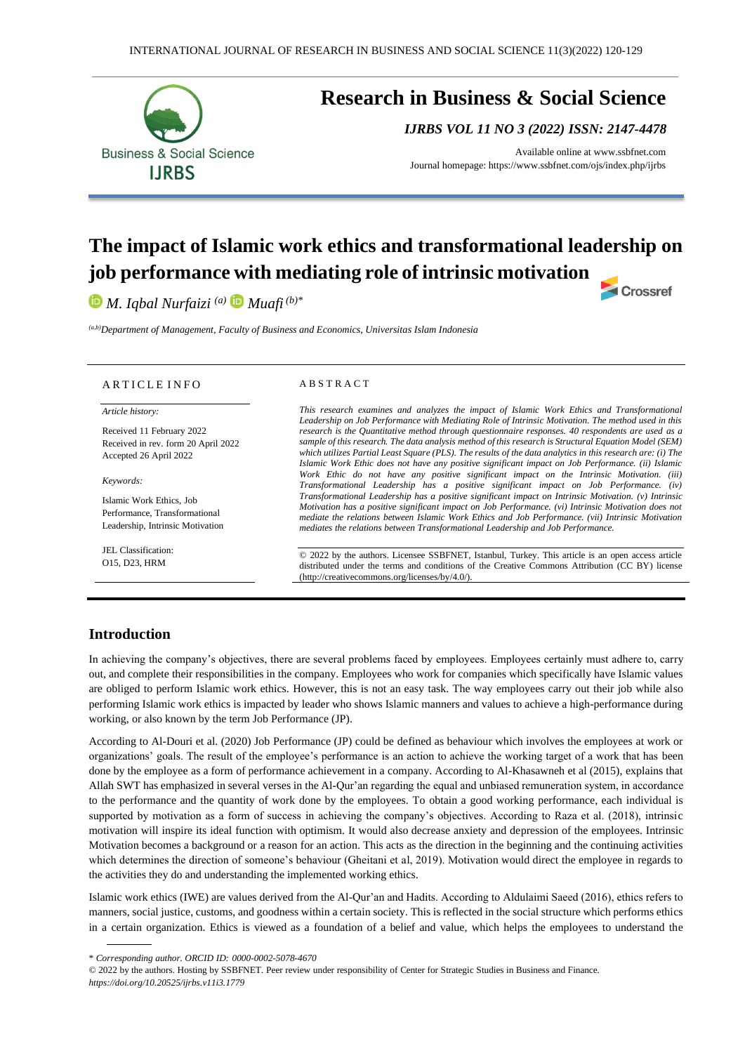# Research in Business & Social Science

*IJRBS VOL 11 NO 3 (2022) ISSN: 2147-4478*

Available online at www.ssbfnet.com
Journal homepage: https://www.ssbfnet.com/ojs/index.php/ijrbs

# The impact of Islamic work ethics and transformational leadership on job performance with mediating role of intrinsic motivation

*M. Iqbal Nurfaizi* [(a)] *Muafi* [(b)*]

[(a,b)]*Department of Management, Faculty of Business and Economics, Universitas Islam Indonesia*

**ARTICLE INFO**

*Article history:*

Received 11 February 2022
Received in rev. form 20 April 2022
Accepted 26 April 2022

*Keywords:*

Islamic Work Ethics, Job Performance, Transformational Leadership, Intrinsic Motivation

JEL Classification:
O15, D23, HRM

**ABSTRACT**

*This research examines and analyzes the impact of Islamic Work Ethics and Transformational Leadership on Job Performance with Mediating Role of Intrinsic Motivation. The method used in this research is the Quantitative method through questionnaire responses. 40 respondents are used as a sample of this research. The data analysis method of this research is Structural Equation Model (SEM) which utilizes Partial Least Square (PLS). The results of the data analytics in this research are: (i) The Islamic Work Ethic does not have any positive significant impact on Job Performance. (ii) Islamic Work Ethic do not have any positive significant impact on the Intrinsic Motivation. (iii) Transformational Leadership has a positive significant impact on Job Performance. (iv) Transformational Leadership has a positive significant impact on Intrinsic Motivation. (v) Intrinsic Motivation has a positive significant impact on Job Performance. (vi) Intrinsic Motivation does not mediate the relations between Islamic Work Ethics and Job Performance. (vii) Intrinsic Motivation mediates the relations between Transformational Leadership and Job Performance.*

© 2022 by the authors. Licensee SSBFNET, Istanbul, Turkey. This article is an open access article distributed under the terms and conditions of the Creative Commons Attribution (CC BY) license (http://creativecommons.org/licenses/by/4.0/).

## Introduction

In achieving the company's objectives, there are several problems faced by employees. Employees certainly must adhere to, carry out, and complete their responsibilities in the company. Employees who work for companies which specifically have Islamic values are obliged to perform Islamic work ethics. However, this is not an easy task. The way employees carry out their job while also performing Islamic work ethics is impacted by leader who shows Islamic manners and values to achieve a high-performance during working, or also known by the term Job Performance (JP).

According to Al-Douri et al. (2020) Job Performance (JP) could be defined as behaviour which involves the employees at work or organizations' goals. The result of the employee's performance is an action to achieve the working target of a work that has been done by the employee as a form of performance achievement in a company. According to Al-Khasawneh et al (2015), explains that Allah SWT has emphasized in several verses in the Al-Qur'an regarding the equal and unbiased remuneration system, in accordance to the performance and the quantity of work done by the employees. To obtain a good working performance, each individual is supported by motivation as a form of success in achieving the company's objectives. According to Raza et al. (2018), intrinsic motivation will inspire its ideal function with optimism. It would also decrease anxiety and depression of the employees. Intrinsic Motivation becomes a background or a reason for an action. This acts as the direction in the beginning and the continuing activities which determines the direction of someone's behaviour (Gheitani et al, 2019). Motivation would direct the employee in regards to the activities they do and understanding the implemented working ethics.

Islamic work ethics (IWE) are values derived from the Al-Qur'an and Hadits. According to Aldulaimi Saeed (2016), ethics refers to manners, social justice, customs, and goodness within a certain society. This is reflected in the social structure which performs ethics in a certain organization. Ethics is viewed as a foundation of a belief and value, which helps the employees to understand the

---

\* *Corresponding author. ORCID ID: 0000-0002-5078-4670*
© 2022 by the authors. Hosting by SSBFNET. Peer review under responsibility of Center for Strategic Studies in Business and Finance.
*https://doi.org/10.20525/ijrbs.v11i3.1779*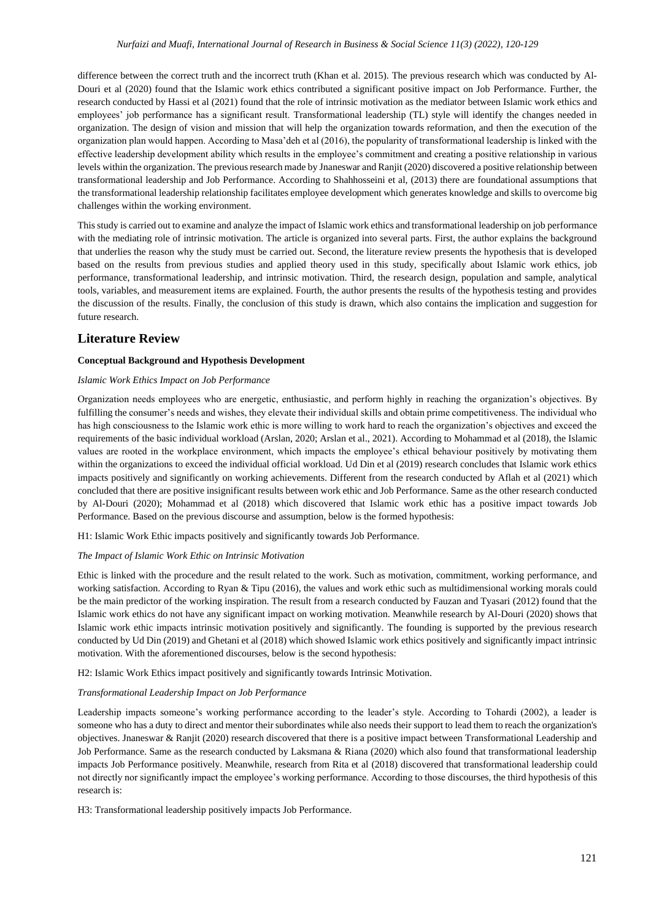difference between the correct truth and the incorrect truth (Khan et al. 2015). The previous research which was conducted by Al-Douri et al (2020) found that the Islamic work ethics contributed a significant positive impact on Job Performance. Further, the research conducted by Hassi et al (2021) found that the role of intrinsic motivation as the mediator between Islamic work ethics and employees' job performance has a significant result. Transformational leadership (TL) style will identify the changes needed in organization. The design of vision and mission that will help the organization towards reformation, and then the execution of the organization plan would happen. According to Masa'deh et al (2016), the popularity of transformational leadership is linked with the effective leadership development ability which results in the employee's commitment and creating a positive relationship in various levels within the organization. The previous research made by Jnaneswar and Ranjit (2020) discovered a positive relationship between transformational leadership and Job Performance. According to Shahhosseini et al, (2013) there are foundational assumptions that the transformational leadership relationship facilitates employee development which generates knowledge and skills to overcome big challenges within the working environment.

This study is carried out to examine and analyze the impact of Islamic work ethics and transformational leadership on job performance with the mediating role of intrinsic motivation. The article is organized into several parts. First, the author explains the background that underlies the reason why the study must be carried out. Second, the literature review presents the hypothesis that is developed based on the results from previous studies and applied theory used in this study, specifically about Islamic work ethics, job performance, transformational leadership, and intrinsic motivation. Third, the research design, population and sample, analytical tools, variables, and measurement items are explained. Fourth, the author presents the results of the hypothesis testing and provides the discussion of the results. Finally, the conclusion of this study is drawn, which also contains the implication and suggestion for future research.

## Literature Review

### Conceptual Background and Hypothesis Development

*Islamic Work Ethics Impact on Job Performance*

Organization needs employees who are energetic, enthusiastic, and perform highly in reaching the organization's objectives. By fulfilling the consumer's needs and wishes, they elevate their individual skills and obtain prime competitiveness. The individual who has high consciousness to the Islamic work ethic is more willing to work hard to reach the organization's objectives and exceed the requirements of the basic individual workload (Arslan, 2020; Arslan et al., 2021). According to Mohammad et al (2018), the Islamic values are rooted in the workplace environment, which impacts the employee's ethical behaviour positively by motivating them within the organizations to exceed the individual official workload. Ud Din et al (2019) research concludes that Islamic work ethics impacts positively and significantly on working achievements. Different from the research conducted by Aflah et al (2021) which concluded that there are positive insignificant results between work ethic and Job Performance. Same as the other research conducted by Al-Douri (2020); Mohammad et al (2018) which discovered that Islamic work ethic has a positive impact towards Job Performance. Based on the previous discourse and assumption, below is the formed hypothesis:

H1: Islamic Work Ethic impacts positively and significantly towards Job Performance.

*The Impact of Islamic Work Ethic on Intrinsic Motivation*

Ethic is linked with the procedure and the result related to the work. Such as motivation, commitment, working performance, and working satisfaction. According to Ryan & Tipu (2016), the values and work ethic such as multidimensional working morals could be the main predictor of the working inspiration. The result from a research conducted by Fauzan and Tyasari (2012) found that the Islamic work ethics do not have any significant impact on working motivation. Meanwhile research by Al-Douri (2020) shows that Islamic work ethic impacts intrinsic motivation positively and significantly. The founding is supported by the previous research conducted by Ud Din (2019) and Ghetani et al (2018) which showed Islamic work ethics positively and significantly impact intrinsic motivation. With the aforementioned discourses, below is the second hypothesis:

H2: Islamic Work Ethics impact positively and significantly towards Intrinsic Motivation.

*Transformational Leadership Impact on Job Performance*

Leadership impacts someone's working performance according to the leader's style. According to Tohardi (2002), a leader is someone who has a duty to direct and mentor their subordinates while also needs their support to lead them to reach the organization's objectives. Jnaneswar & Ranjit (2020) research discovered that there is a positive impact between Transformational Leadership and Job Performance. Same as the research conducted by Laksmana & Riana (2020) which also found that transformational leadership impacts Job Performance positively. Meanwhile, research from Rita et al (2018) discovered that transformational leadership could not directly nor significantly impact the employee's working performance. According to those discourses, the third hypothesis of this research is:

H3: Transformational leadership positively impacts Job Performance.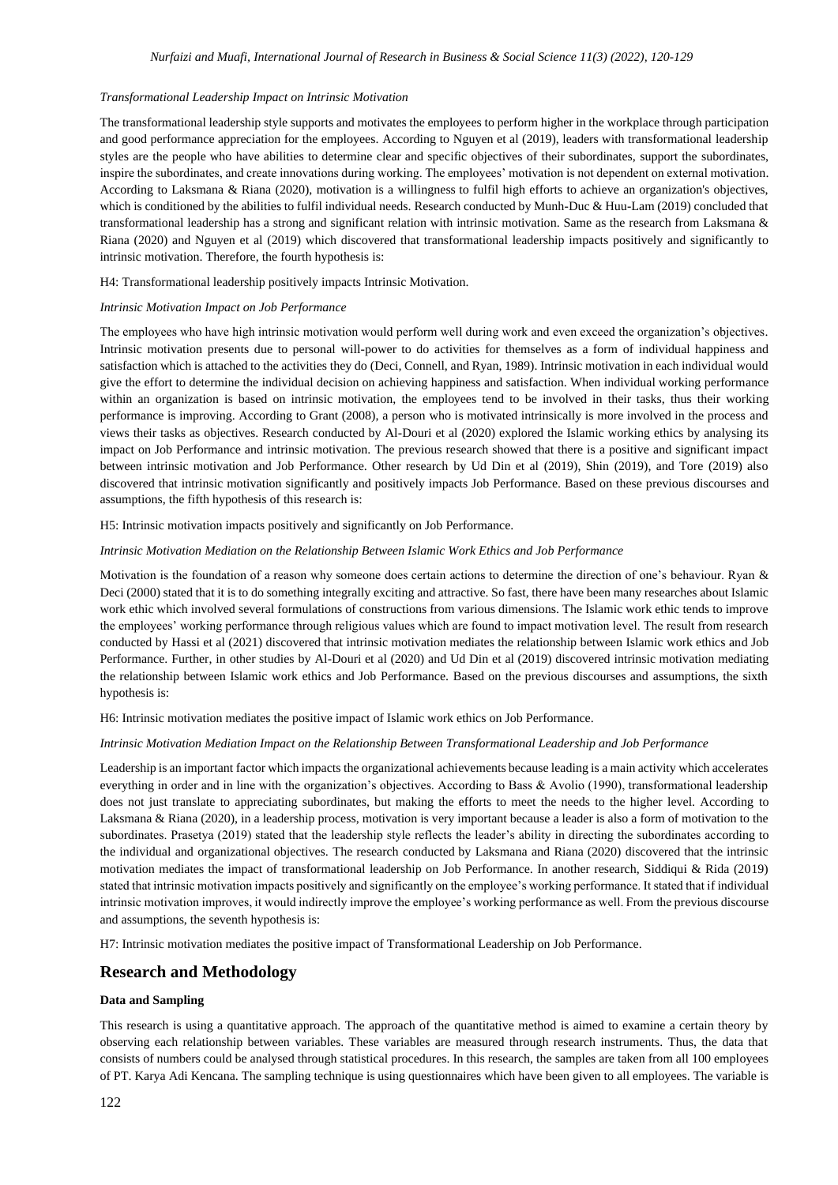*Transformational Leadership Impact on Intrinsic Motivation*

The transformational leadership style supports and motivates the employees to perform higher in the workplace through participation and good performance appreciation for the employees. According to Nguyen et al (2019), leaders with transformational leadership styles are the people who have abilities to determine clear and specific objectives of their subordinates, support the subordinates, inspire the subordinates, and create innovations during working. The employees' motivation is not dependent on external motivation. According to Laksmana & Riana (2020), motivation is a willingness to fulfil high efforts to achieve an organization's objectives, which is conditioned by the abilities to fulfil individual needs. Research conducted by Munh-Duc & Huu-Lam (2019) concluded that transformational leadership has a strong and significant relation with intrinsic motivation. Same as the research from Laksmana & Riana (2020) and Nguyen et al (2019) which discovered that transformational leadership impacts positively and significantly to intrinsic motivation. Therefore, the fourth hypothesis is:

H4: Transformational leadership positively impacts Intrinsic Motivation.

*Intrinsic Motivation Impact on Job Performance*

The employees who have high intrinsic motivation would perform well during work and even exceed the organization's objectives. Intrinsic motivation presents due to personal will-power to do activities for themselves as a form of individual happiness and satisfaction which is attached to the activities they do (Deci, Connell, and Ryan, 1989). Intrinsic motivation in each individual would give the effort to determine the individual decision on achieving happiness and satisfaction. When individual working performance within an organization is based on intrinsic motivation, the employees tend to be involved in their tasks, thus their working performance is improving. According to Grant (2008), a person who is motivated intrinsically is more involved in the process and views their tasks as objectives. Research conducted by Al-Douri et al (2020) explored the Islamic working ethics by analysing its impact on Job Performance and intrinsic motivation. The previous research showed that there is a positive and significant impact between intrinsic motivation and Job Performance. Other research by Ud Din et al (2019), Shin (2019), and Tore (2019) also discovered that intrinsic motivation significantly and positively impacts Job Performance. Based on these previous discourses and assumptions, the fifth hypothesis of this research is:

H5: Intrinsic motivation impacts positively and significantly on Job Performance.

*Intrinsic Motivation Mediation on the Relationship Between Islamic Work Ethics and Job Performance*

Motivation is the foundation of a reason why someone does certain actions to determine the direction of one's behaviour. Ryan & Deci (2000) stated that it is to do something integrally exciting and attractive. So fast, there have been many researches about Islamic work ethic which involved several formulations of constructions from various dimensions. The Islamic work ethic tends to improve the employees' working performance through religious values which are found to impact motivation level. The result from research conducted by Hassi et al (2021) discovered that intrinsic motivation mediates the relationship between Islamic work ethics and Job Performance. Further, in other studies by Al-Douri et al (2020) and Ud Din et al (2019) discovered intrinsic motivation mediating the relationship between Islamic work ethics and Job Performance. Based on the previous discourses and assumptions, the sixth hypothesis is:

H6: Intrinsic motivation mediates the positive impact of Islamic work ethics on Job Performance.

*Intrinsic Motivation Mediation Impact on the Relationship Between Transformational Leadership and Job Performance*

Leadership is an important factor which impacts the organizational achievements because leading is a main activity which accelerates everything in order and in line with the organization's objectives. According to Bass & Avolio (1990), transformational leadership does not just translate to appreciating subordinates, but making the efforts to meet the needs to the higher level. According to Laksmana & Riana (2020), in a leadership process, motivation is very important because a leader is also a form of motivation to the subordinates. Prasetya (2019) stated that the leadership style reflects the leader's ability in directing the subordinates according to the individual and organizational objectives. The research conducted by Laksmana and Riana (2020) discovered that the intrinsic motivation mediates the impact of transformational leadership on Job Performance. In another research, Siddiqui & Rida (2019) stated that intrinsic motivation impacts positively and significantly on the employee's working performance. It stated that if individual intrinsic motivation improves, it would indirectly improve the employee's working performance as well. From the previous discourse and assumptions, the seventh hypothesis is:

H7: Intrinsic motivation mediates the positive impact of Transformational Leadership on Job Performance.

## Research and Methodology

### Data and Sampling

This research is using a quantitative approach. The approach of the quantitative method is aimed to examine a certain theory by observing each relationship between variables. These variables are measured through research instruments. Thus, the data that consists of numbers could be analysed through statistical procedures. In this research, the samples are taken from all 100 employees of PT. Karya Adi Kencana. The sampling technique is using questionnaires which have been given to all employees. The variable is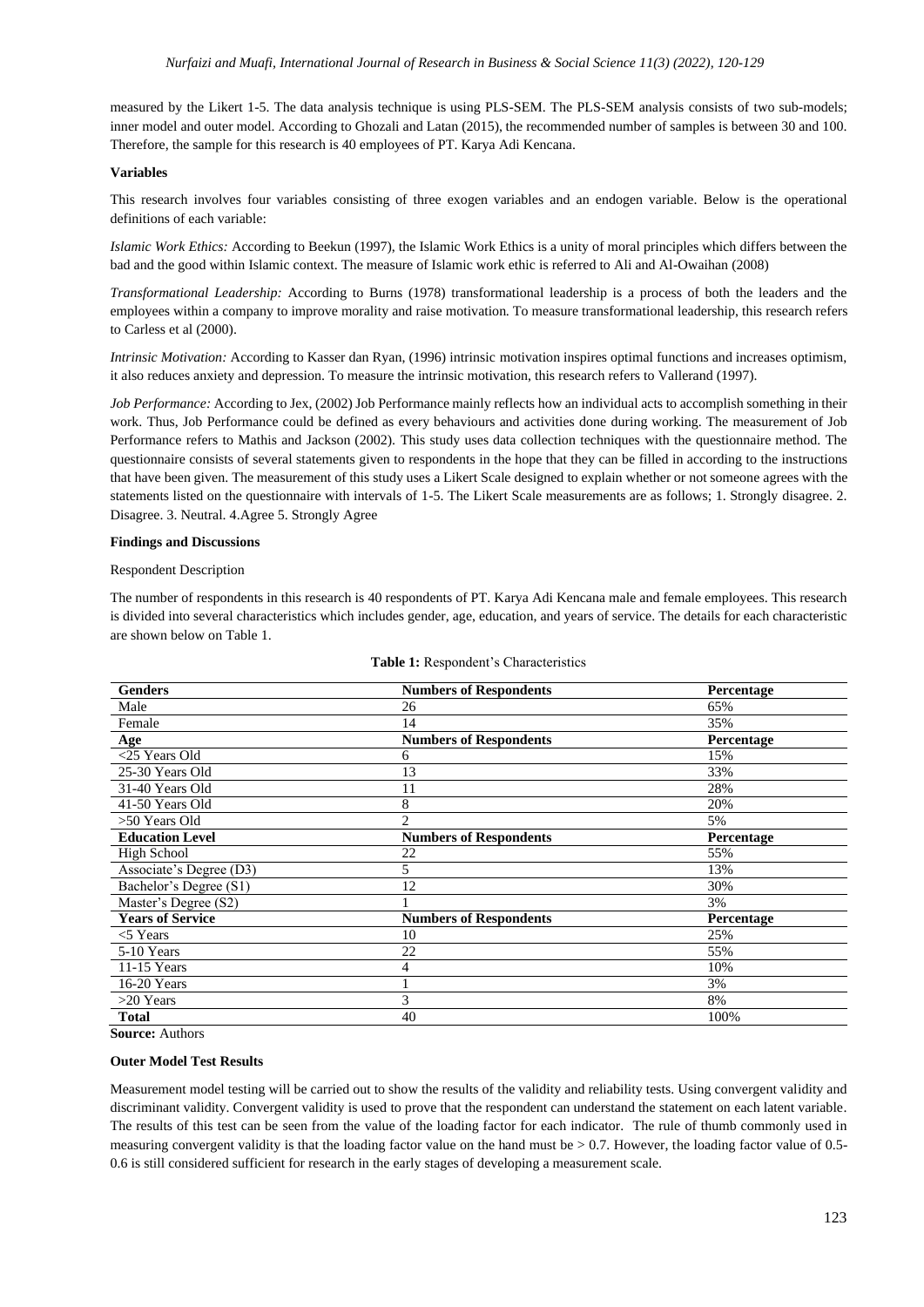measured by the Likert 1-5. The data analysis technique is using PLS-SEM. The PLS-SEM analysis consists of two sub-models; inner model and outer model. According to Ghozali and Latan (2015), the recommended number of samples is between 30 and 100. Therefore, the sample for this research is 40 employees of PT. Karya Adi Kencana.

**Variables**

This research involves four variables consisting of three exogen variables and an endogen variable. Below is the operational definitions of each variable:

*Islamic Work Ethics:* According to Beekun (1997), the Islamic Work Ethics is a unity of moral principles which differs between the bad and the good within Islamic context. The measure of Islamic work ethic is referred to Ali and Al-Owaihan (2008)

*Transformational Leadership:* According to Burns (1978) transformational leadership is a process of both the leaders and the employees within a company to improve morality and raise motivation. To measure transformational leadership, this research refers to Carless et al (2000).

*Intrinsic Motivation:* According to Kasser dan Ryan, (1996) intrinsic motivation inspires optimal functions and increases optimism, it also reduces anxiety and depression. To measure the intrinsic motivation, this research refers to Vallerand (1997).

*Job Performance:* According to Jex, (2002) Job Performance mainly reflects how an individual acts to accomplish something in their work. Thus, Job Performance could be defined as every behaviours and activities done during working. The measurement of Job Performance refers to Mathis and Jackson (2002). This study uses data collection techniques with the questionnaire method. The questionnaire consists of several statements given to respondents in the hope that they can be filled in according to the instructions that have been given. The measurement of this study uses a Likert Scale designed to explain whether or not someone agrees with the statements listed on the questionnaire with intervals of 1-5. The Likert Scale measurements are as follows; 1. Strongly disagree. 2. Disagree. 3. Neutral. 4.Agree 5. Strongly Agree

**Findings and Discussions**

Respondent Description

The number of respondents in this research is 40 respondents of PT. Karya Adi Kencana male and female employees. This research is divided into several characteristics which includes gender, age, education, and years of service. The details for each characteristic are shown below on Table 1.

**Table 1:** Respondent's Characteristics

| **Genders** | **Numbers of Respondents** | **Percentage** |
|---|---|---|
| Male | 26 | 65% |
| Female | 14 | 35% |
| **Age** | **Numbers of Respondents** | **Percentage** |
| <25 Years Old | 6 | 15% |
| 25-30 Years Old | 13 | 33% |
| 31-40 Years Old | 11 | 28% |
| 41-50 Years Old | 8 | 20% |
| >50 Years Old | 2 | 5% |
| **Education Level** | **Numbers of Respondents** | **Percentage** |
| High School | 22 | 55% |
| Associate's Degree (D3) | 5 | 13% |
| Bachelor's Degree (S1) | 12 | 30% |
| Master's Degree (S2) | 1 | 3% |
| **Years of Service** | **Numbers of Respondents** | **Percentage** |
| <5 Years | 10 | 25% |
| 5-10 Years | 22 | 55% |
| 11-15 Years | 4 | 10% |
| 16-20 Years | 1 | 3% |
| >20 Years | 3 | 8% |
| **Total** | 40 | 100% |

**Source:** Authors

**Outer Model Test Results**

Measurement model testing will be carried out to show the results of the validity and reliability tests. Using convergent validity and discriminant validity. Convergent validity is used to prove that the respondent can understand the statement on each latent variable. The results of this test can be seen from the value of the loading factor for each indicator. The rule of thumb commonly used in measuring convergent validity is that the loading factor value on the hand must be > 0.7. However, the loading factor value of 0.5-0.6 is still considered sufficient for research in the early stages of developing a measurement scale.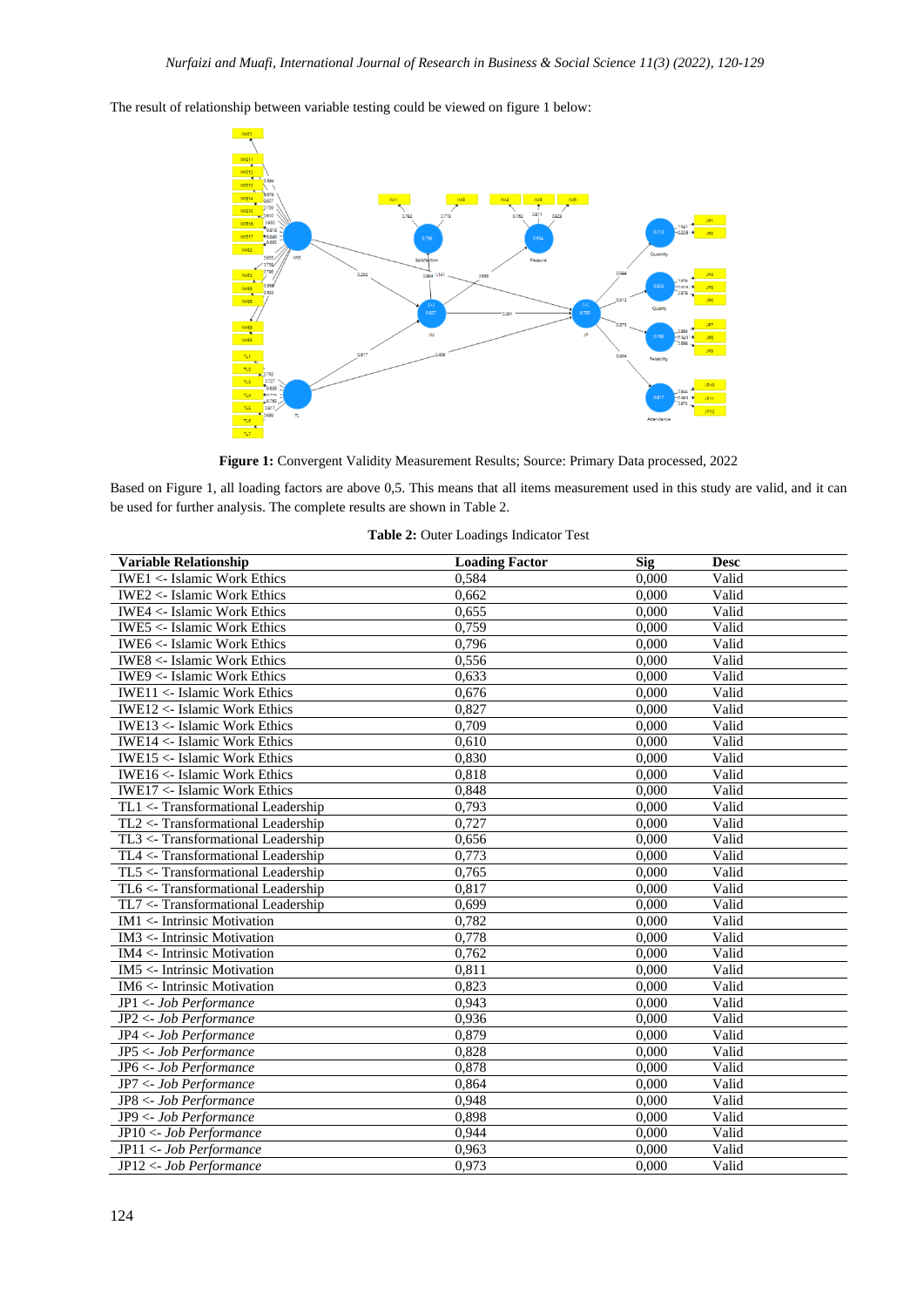The result of relationship between variable testing could be viewed on figure 1 below:

**Figure 1:** Convergent Validity Measurement Results; Source: Primary Data processed, 2022

Based on Figure 1, all loading factors are above 0,5. This means that all items measurement used in this study are valid, and it can be used for further analysis. The complete results are shown in Table 2.

**Table 2:** Outer Loadings Indicator Test

| Variable Relationship | Loading Factor | Sig | Desc |
|---|---|---|---|
| IWE1 <- Islamic Work Ethics | 0,584 | 0,000 | Valid |
| IWE2 <- Islamic Work Ethics | 0,662 | 0,000 | Valid |
| IWE4 <- Islamic Work Ethics | 0,655 | 0,000 | Valid |
| IWE5 <- Islamic Work Ethics | 0,759 | 0,000 | Valid |
| IWE6 <- Islamic Work Ethics | 0,796 | 0,000 | Valid |
| IWE8 <- Islamic Work Ethics | 0,556 | 0,000 | Valid |
| IWE9 <- Islamic Work Ethics | 0,633 | 0,000 | Valid |
| IWE11 <- Islamic Work Ethics | 0,676 | 0,000 | Valid |
| IWE12 <- Islamic Work Ethics | 0,827 | 0,000 | Valid |
| IWE13 <- Islamic Work Ethics | 0,709 | 0,000 | Valid |
| IWE14 <- Islamic Work Ethics | 0,610 | 0,000 | Valid |
| IWE15 <- Islamic Work Ethics | 0,830 | 0,000 | Valid |
| IWE16 <- Islamic Work Ethics | 0,818 | 0,000 | Valid |
| IWE17 <- Islamic Work Ethics | 0,848 | 0,000 | Valid |
| TL1 <- Transformational Leadership | 0,793 | 0,000 | Valid |
| TL2 <- Transformational Leadership | 0,727 | 0,000 | Valid |
| TL3 <- Transformational Leadership | 0,656 | 0,000 | Valid |
| TL4 <- Transformational Leadership | 0,773 | 0,000 | Valid |
| TL5 <- Transformational Leadership | 0,765 | 0,000 | Valid |
| TL6 <- Transformational Leadership | 0,817 | 0,000 | Valid |
| TL7 <- Transformational Leadership | 0,699 | 0,000 | Valid |
| IM1 <- Intrinsic Motivation | 0,782 | 0,000 | Valid |
| IM3 <- Intrinsic Motivation | 0,778 | 0,000 | Valid |
| IM4 <- Intrinsic Motivation | 0,762 | 0,000 | Valid |
| IM5 <- Intrinsic Motivation | 0,811 | 0,000 | Valid |
| IM6 <- Intrinsic Motivation | 0,823 | 0,000 | Valid |
| JP1 <- *Job Performance* | 0,943 | 0,000 | Valid |
| JP2 <- *Job Performance* | 0,936 | 0,000 | Valid |
| JP4 <- *Job Performance* | 0,879 | 0,000 | Valid |
| JP5 <- *Job Performance* | 0,828 | 0,000 | Valid |
| JP6 <- *Job Performance* | 0,878 | 0,000 | Valid |
| JP7 <- *Job Performance* | 0,864 | 0,000 | Valid |
| JP8 <- *Job Performance* | 0,948 | 0,000 | Valid |
| JP9 <- *Job Performance* | 0,898 | 0,000 | Valid |
| JP10 <- *Job Performance* | 0,944 | 0,000 | Valid |
| JP11 <- *Job Performance* | 0,963 | 0,000 | Valid |
| JP12 <- *Job Performance* | 0,973 | 0,000 | Valid |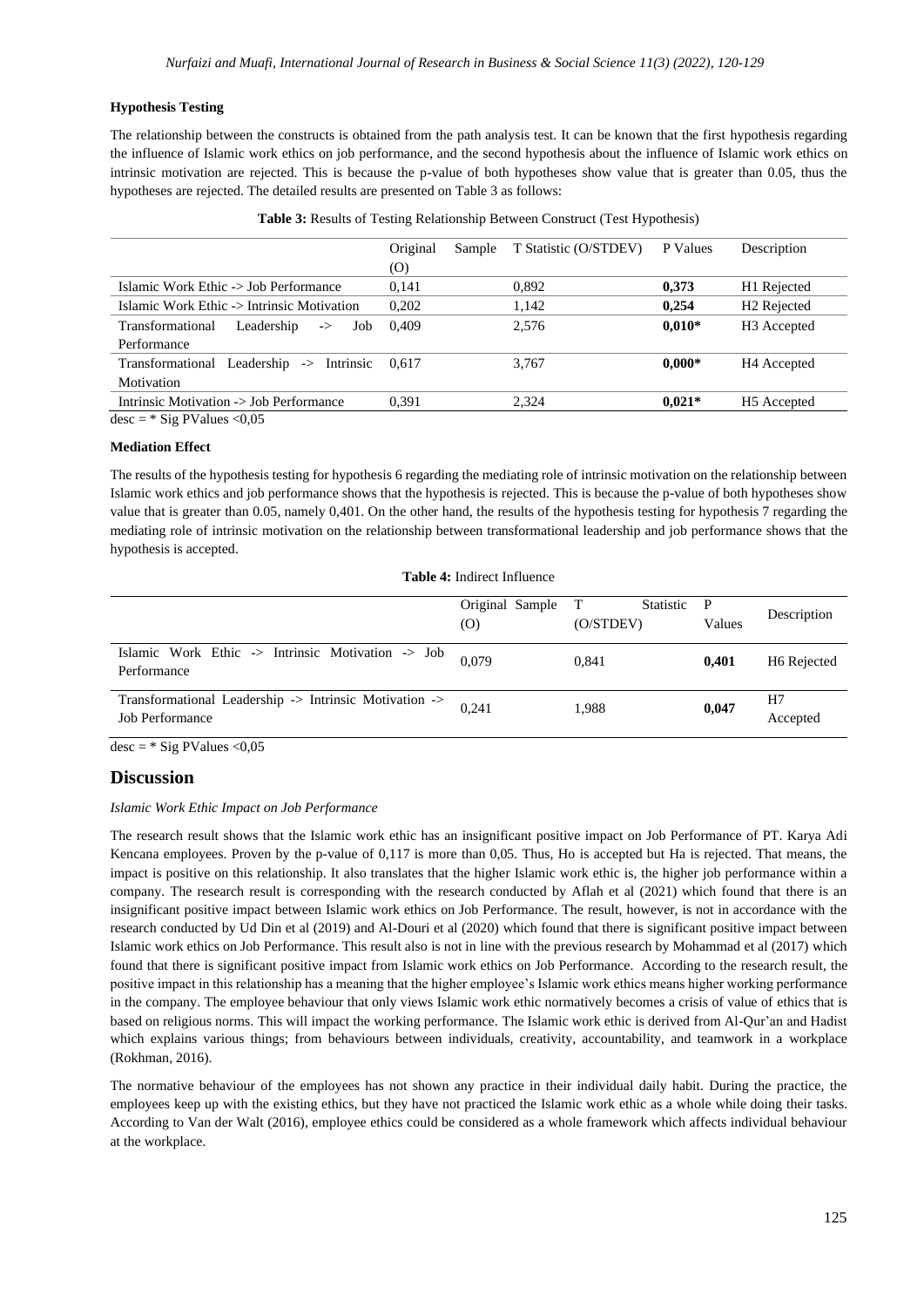#### Hypothesis Testing

The relationship between the constructs is obtained from the path analysis test. It can be known that the first hypothesis regarding the influence of Islamic work ethics on job performance, and the second hypothesis about the influence of Islamic work ethics on intrinsic motivation are rejected. This is because the p-value of both hypotheses show value that is greater than 0.05, thus the hypotheses are rejected. The detailed results are presented on Table 3 as follows:

**Table 3:** Results of Testing Relationship Between Construct (Test Hypothesis)

| | Original Sample (O) | T Statistic (O/STDEV) | P Values | Description |
|---|---|---|---|---|
| Islamic Work Ethic -> Job Performance | 0,141 | 0,892 | **0,373** | H1 Rejected |
| Islamic Work Ethic -> Intrinsic Motivation | 0,202 | 1,142 | **0,254** | H2 Rejected |
| Transformational Leadership -> Job Performance | 0,409 | 2,576 | **0,010*** | H3 Accepted |
| Transformational Leadership -> Intrinsic Motivation | 0,617 | 3,767 | **0,000*** | H4 Accepted |
| Intrinsic Motivation -> Job Performance | 0,391 | 2,324 | **0,021*** | H5 Accepted |

desc = * Sig PValues <0,05

#### Mediation Effect

The results of the hypothesis testing for hypothesis 6 regarding the mediating role of intrinsic motivation on the relationship between Islamic work ethics and job performance shows that the hypothesis is rejected. This is because the p-value of both hypotheses show value that is greater than 0.05, namely 0,401. On the other hand, the results of the hypothesis testing for hypothesis 7 regarding the mediating role of intrinsic motivation on the relationship between transformational leadership and job performance shows that the hypothesis is accepted.

**Table 4:** Indirect Influence

| | Original Sample (O) | T Statistic (O/STDEV) | P Values | Description |
|---|---|---|---|---|
| Islamic Work Ethic -> Intrinsic Motivation -> Job Performance | 0,079 | 0,841 | **0,401** | H6 Rejected |
| Transformational Leadership -> Intrinsic Motivation -> Job Performance | 0,241 | 1,988 | **0,047** | H7 Accepted |

desc = * Sig PValues <0,05

## Discussion

*Islamic Work Ethic Impact on Job Performance*

The research result shows that the Islamic work ethic has an insignificant positive impact on Job Performance of PT. Karya Adi Kencana employees. Proven by the p-value of 0,117 is more than 0,05. Thus, Ho is accepted but Ha is rejected. That means, the impact is positive on this relationship. It also translates that the higher Islamic work ethic is, the higher job performance within a company. The research result is corresponding with the research conducted by Aflah et al (2021) which found that there is an insignificant positive impact between Islamic work ethics on Job Performance. The result, however, is not in accordance with the research conducted by Ud Din et al (2019) and Al-Douri et al (2020) which found that there is significant positive impact between Islamic work ethics on Job Performance. This result also is not in line with the previous research by Mohammad et al (2017) which found that there is significant positive impact from Islamic work ethics on Job Performance. According to the research result, the positive impact in this relationship has a meaning that the higher employee's Islamic work ethics means higher working performance in the company. The employee behaviour that only views Islamic work ethic normatively becomes a crisis of value of ethics that is based on religious norms. This will impact the working performance. The Islamic work ethic is derived from Al-Qur'an and Hadist which explains various things; from behaviours between individuals, creativity, accountability, and teamwork in a workplace (Rokhman, 2016).

The normative behaviour of the employees has not shown any practice in their individual daily habit. During the practice, the employees keep up with the existing ethics, but they have not practiced the Islamic work ethic as a whole while doing their tasks. According to Van der Walt (2016), employee ethics could be considered as a whole framework which affects individual behaviour at the workplace.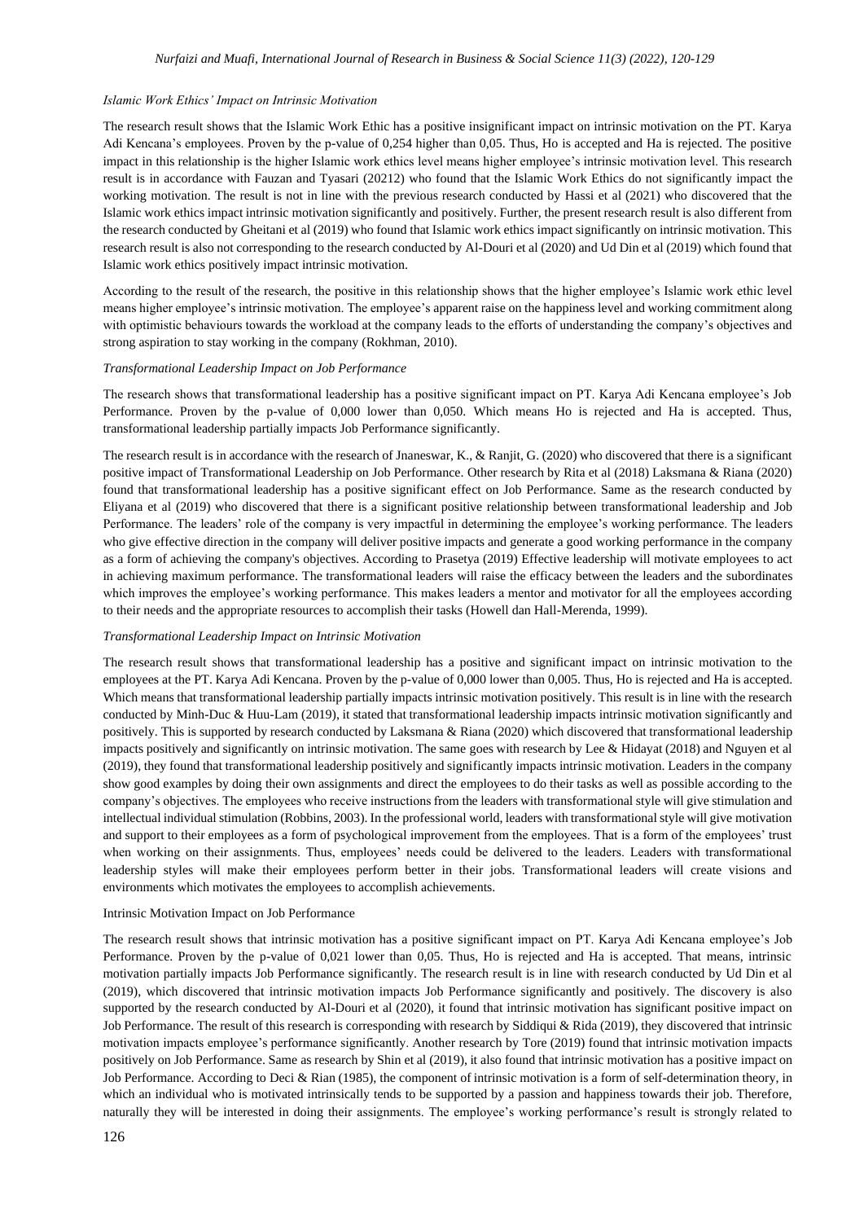*Islamic Work Ethics' Impact on Intrinsic Motivation*

The research result shows that the Islamic Work Ethic has a positive insignificant impact on intrinsic motivation on the PT. Karya Adi Kencana's employees. Proven by the p-value of 0,254 higher than 0,05. Thus, Ho is accepted and Ha is rejected. The positive impact in this relationship is the higher Islamic work ethics level means higher employee's intrinsic motivation level. This research result is in accordance with Fauzan and Tyasari (20212) who found that the Islamic Work Ethics do not significantly impact the working motivation. The result is not in line with the previous research conducted by Hassi et al (2021) who discovered that the Islamic work ethics impact intrinsic motivation significantly and positively. Further, the present research result is also different from the research conducted by Gheitani et al (2019) who found that Islamic work ethics impact significantly on intrinsic motivation. This research result is also not corresponding to the research conducted by Al-Douri et al (2020) and Ud Din et al (2019) which found that Islamic work ethics positively impact intrinsic motivation.

According to the result of the research, the positive in this relationship shows that the higher employee's Islamic work ethic level means higher employee's intrinsic motivation. The employee's apparent raise on the happiness level and working commitment along with optimistic behaviours towards the workload at the company leads to the efforts of understanding the company's objectives and strong aspiration to stay working in the company (Rokhman, 2010).

*Transformational Leadership Impact on Job Performance*

The research shows that transformational leadership has a positive significant impact on PT. Karya Adi Kencana employee's Job Performance. Proven by the p-value of 0,000 lower than 0,050. Which means Ho is rejected and Ha is accepted. Thus, transformational leadership partially impacts Job Performance significantly.

The research result is in accordance with the research of Jnaneswar, K., & Ranjit, G. (2020) who discovered that there is a significant positive impact of Transformational Leadership on Job Performance. Other research by Rita et al (2018) Laksmana & Riana (2020) found that transformational leadership has a positive significant effect on Job Performance. Same as the research conducted by Eliyana et al (2019) who discovered that there is a significant positive relationship between transformational leadership and Job Performance. The leaders' role of the company is very impactful in determining the employee's working performance. The leaders who give effective direction in the company will deliver positive impacts and generate a good working performance in the company as a form of achieving the company's objectives. According to Prasetya (2019) Effective leadership will motivate employees to act in achieving maximum performance. The transformational leaders will raise the efficacy between the leaders and the subordinates which improves the employee's working performance. This makes leaders a mentor and motivator for all the employees according to their needs and the appropriate resources to accomplish their tasks (Howell dan Hall-Merenda, 1999).

*Transformational Leadership Impact on Intrinsic Motivation*

The research result shows that transformational leadership has a positive and significant impact on intrinsic motivation to the employees at the PT. Karya Adi Kencana. Proven by the p-value of 0,000 lower than 0,005. Thus, Ho is rejected and Ha is accepted. Which means that transformational leadership partially impacts intrinsic motivation positively. This result is in line with the research conducted by Minh-Duc & Huu-Lam (2019), it stated that transformational leadership impacts intrinsic motivation significantly and positively. This is supported by research conducted by Laksmana & Riana (2020) which discovered that transformational leadership impacts positively and significantly on intrinsic motivation. The same goes with research by Lee & Hidayat (2018) and Nguyen et al (2019), they found that transformational leadership positively and significantly impacts intrinsic motivation. Leaders in the company show good examples by doing their own assignments and direct the employees to do their tasks as well as possible according to the company's objectives. The employees who receive instructions from the leaders with transformational style will give stimulation and intellectual individual stimulation (Robbins, 2003). In the professional world, leaders with transformational style will give motivation and support to their employees as a form of psychological improvement from the employees. That is a form of the employees' trust when working on their assignments. Thus, employees' needs could be delivered to the leaders. Leaders with transformational leadership styles will make their employees perform better in their jobs. Transformational leaders will create visions and environments which motivates the employees to accomplish achievements.

Intrinsic Motivation Impact on Job Performance

The research result shows that intrinsic motivation has a positive significant impact on PT. Karya Adi Kencana employee's Job Performance. Proven by the p-value of 0,021 lower than 0,05. Thus, Ho is rejected and Ha is accepted. That means, intrinsic motivation partially impacts Job Performance significantly. The research result is in line with research conducted by Ud Din et al (2019), which discovered that intrinsic motivation impacts Job Performance significantly and positively. The discovery is also supported by the research conducted by Al-Douri et al (2020), it found that intrinsic motivation has significant positive impact on Job Performance. The result of this research is corresponding with research by Siddiqui & Rida (2019), they discovered that intrinsic motivation impacts employee's performance significantly. Another research by Tore (2019) found that intrinsic motivation impacts positively on Job Performance. Same as research by Shin et al (2019), it also found that intrinsic motivation has a positive impact on Job Performance. According to Deci & Rian (1985), the component of intrinsic motivation is a form of self-determination theory, in which an individual who is motivated intrinsically tends to be supported by a passion and happiness towards their job. Therefore, naturally they will be interested in doing their assignments. The employee's working performance's result is strongly related to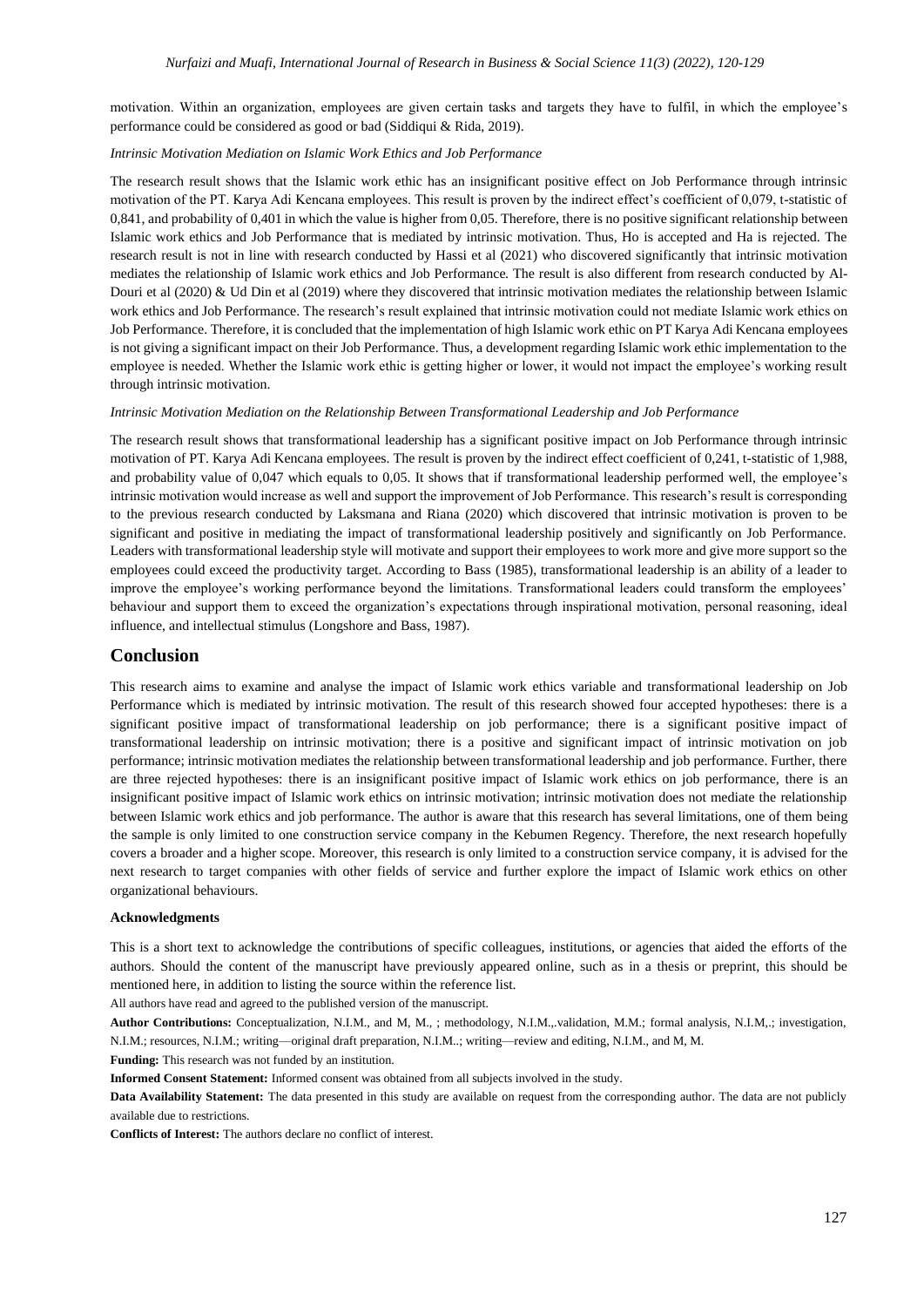motivation. Within an organization, employees are given certain tasks and targets they have to fulfil, in which the employee's performance could be considered as good or bad (Siddiqui & Rida, 2019).

*Intrinsic Motivation Mediation on Islamic Work Ethics and Job Performance*

The research result shows that the Islamic work ethic has an insignificant positive effect on Job Performance through intrinsic motivation of the PT. Karya Adi Kencana employees. This result is proven by the indirect effect's coefficient of 0,079, t-statistic of 0,841, and probability of 0,401 in which the value is higher from 0,05. Therefore, there is no positive significant relationship between Islamic work ethics and Job Performance that is mediated by intrinsic motivation. Thus, Ho is accepted and Ha is rejected. The research result is not in line with research conducted by Hassi et al (2021) who discovered significantly that intrinsic motivation mediates the relationship of Islamic work ethics and Job Performance. The result is also different from research conducted by Al-Douri et al (2020) & Ud Din et al (2019) where they discovered that intrinsic motivation mediates the relationship between Islamic work ethics and Job Performance. The research's result explained that intrinsic motivation could not mediate Islamic work ethics on Job Performance. Therefore, it is concluded that the implementation of high Islamic work ethic on PT Karya Adi Kencana employees is not giving a significant impact on their Job Performance. Thus, a development regarding Islamic work ethic implementation to the employee is needed. Whether the Islamic work ethic is getting higher or lower, it would not impact the employee's working result through intrinsic motivation.

*Intrinsic Motivation Mediation on the Relationship Between Transformational Leadership and Job Performance*

The research result shows that transformational leadership has a significant positive impact on Job Performance through intrinsic motivation of PT. Karya Adi Kencana employees. The result is proven by the indirect effect coefficient of 0,241, t-statistic of 1,988, and probability value of 0,047 which equals to 0,05. It shows that if transformational leadership performed well, the employee's intrinsic motivation would increase as well and support the improvement of Job Performance. This research's result is corresponding to the previous research conducted by Laksmana and Riana (2020) which discovered that intrinsic motivation is proven to be significant and positive in mediating the impact of transformational leadership positively and significantly on Job Performance. Leaders with transformational leadership style will motivate and support their employees to work more and give more support so the employees could exceed the productivity target. According to Bass (1985), transformational leadership is an ability of a leader to improve the employee's working performance beyond the limitations. Transformational leaders could transform the employees' behaviour and support them to exceed the organization's expectations through inspirational motivation, personal reasoning, ideal influence, and intellectual stimulus (Longshore and Bass, 1987).

## Conclusion

This research aims to examine and analyse the impact of Islamic work ethics variable and transformational leadership on Job Performance which is mediated by intrinsic motivation. The result of this research showed four accepted hypotheses: there is a significant positive impact of transformational leadership on job performance; there is a significant positive impact of transformational leadership on intrinsic motivation; there is a positive and significant impact of intrinsic motivation on job performance; intrinsic motivation mediates the relationship between transformational leadership and job performance. Further, there are three rejected hypotheses: there is an insignificant positive impact of Islamic work ethics on job performance, there is an insignificant positive impact of Islamic work ethics on intrinsic motivation; intrinsic motivation does not mediate the relationship between Islamic work ethics and job performance. The author is aware that this research has several limitations, one of them being the sample is only limited to one construction service company in the Kebumen Regency. Therefore, the next research hopefully covers a broader and a higher scope. Moreover, this research is only limited to a construction service company, it is advised for the next research to target companies with other fields of service and further explore the impact of Islamic work ethics on other organizational behaviours.

#### Acknowledgments

This is a short text to acknowledge the contributions of specific colleagues, institutions, or agencies that aided the efforts of the authors. Should the content of the manuscript have previously appeared online, such as in a thesis or preprint, this should be mentioned here, in addition to listing the source within the reference list.

All authors have read and agreed to the published version of the manuscript.

**Author Contributions:** Conceptualization, N.I.M., and M, M., ; methodology, N.I.M.,.validation, M.M.; formal analysis, N.I.M,.; investigation, N.I.M.; resources, N.I.M.; writing—original draft preparation, N.I.M..; writing—review and editing, N.I.M., and M, M.

**Funding:** This research was not funded by an institution.

**Informed Consent Statement:** Informed consent was obtained from all subjects involved in the study.

**Data Availability Statement:** The data presented in this study are available on request from the corresponding author. The data are not publicly available due to restrictions.

**Conflicts of Interest:** The authors declare no conflict of interest.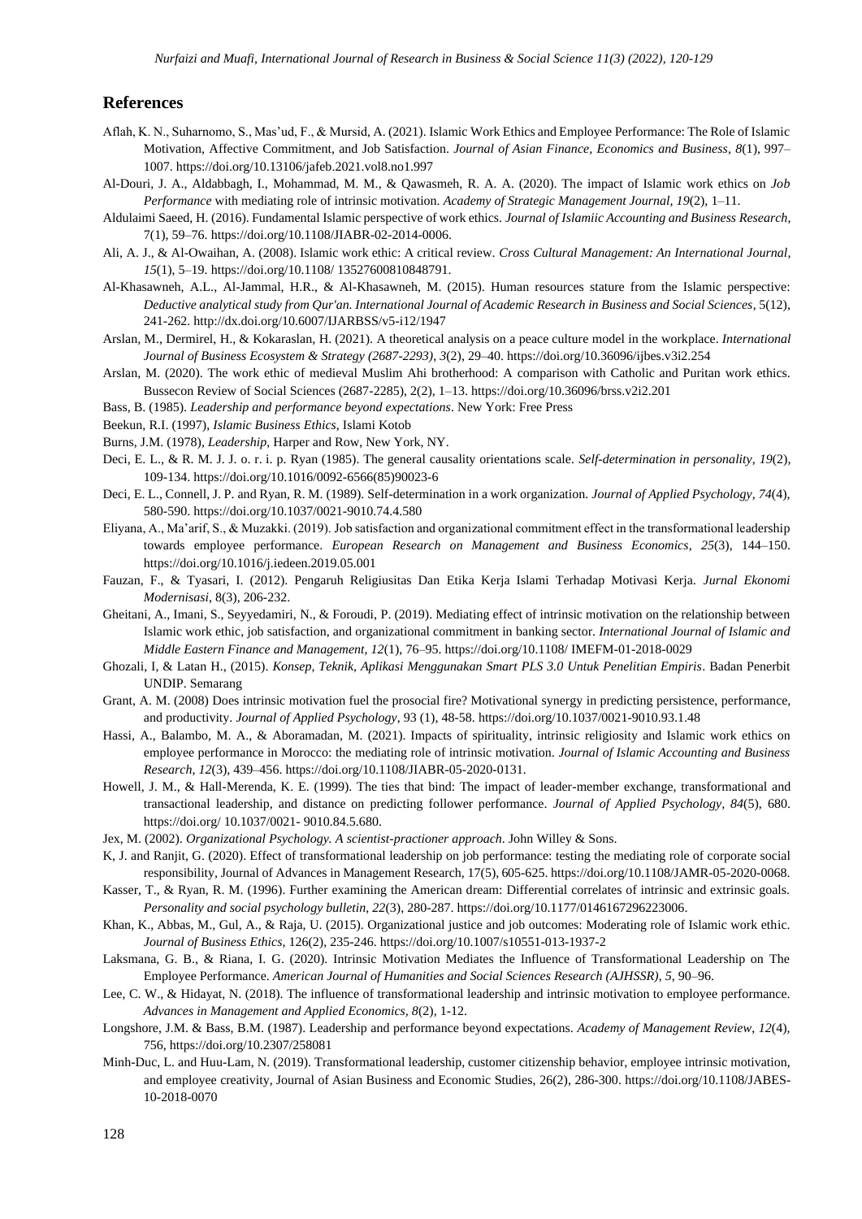## References

Aflah, K. N., Suharnomo, S., Mas'ud, F., & Mursid, A. (2021). Islamic Work Ethics and Employee Performance: The Role of Islamic Motivation, Affective Commitment, and Job Satisfaction. *Journal of Asian Finance, Economics and Business*, *8*(1), 997–1007. https://doi.org/10.13106/jafeb.2021.vol8.no1.997

Al-Douri, J. A., Aldabbagh, I., Mohammad, M. M., & Qawasmeh, R. A. A. (2020). The impact of Islamic work ethics on *Job Performance* with mediating role of intrinsic motivation. *Academy of Strategic Management Journal*, *19*(2), 1–11.

Aldulaimi Saeed, H. (2016). Fundamental Islamic perspective of work ethics. *Journal of Islamiic Accounting and Business Research*, 7(1), 59–76. https://doi.org/10.1108/JIABR-02-2014-0006.

Ali, A. J., & Al-Owaihan, A. (2008). Islamic work ethic: A critical review. *Cross Cultural Management: An International Journal*, *15*(1), 5–19. https://doi.org/10.1108/ 13527600810848791.

Al-Khasawneh, A.L., Al-Jammal, H.R., & Al-Khasawneh, M. (2015). Human resources stature from the Islamic perspective: *Deductive analytical study from Qur'an. International Journal of Academic Research in Business and Social Sciences*, 5(12), 241-262. http://dx.doi.org/10.6007/IJARBSS/v5-i12/1947

Arslan, M., Dermirel, H., & Kokaraslan, H. (2021). A theoretical analysis on a peace culture model in the workplace. *International Journal of Business Ecosystem & Strategy (2687-2293)*, *3*(2), 29–40. https://doi.org/10.36096/ijbes.v3i2.254

Arslan, M. (2020). The work ethic of medieval Muslim Ahi brotherhood: A comparison with Catholic and Puritan work ethics. Bussecon Review of Social Sciences (2687-2285), 2(2), 1–13. https://doi.org/10.36096/brss.v2i2.201

Bass, B. (1985). *Leadership and performance beyond expectations*. New York: Free Press

Beekun, R.I. (1997), *Islamic Business Ethics*, Islami Kotob

Burns, J.M. (1978), *Leadership*, Harper and Row, New York, NY.

Deci, E. L., & R. M. J. J. o. r. i. p. Ryan (1985). The general causality orientations scale. *Self-determination in personality*, *19*(2), 109-134. https://doi.org/10.1016/0092-6566(85)90023-6

Deci, E. L., Connell, J. P. and Ryan, R. M. (1989). Self-determination in a work organization. *Journal of Applied Psychology, 74*(4), 580-590. https://doi.org/10.1037/0021-9010.74.4.580

Eliyana, A., Ma'arif, S., & Muzakki. (2019). Job satisfaction and organizational commitment effect in the transformational leadership towards employee performance. *European Research on Management and Business Economics*, *25*(3), 144–150. https://doi.org/10.1016/j.iedeen.2019.05.001

Fauzan, F., & Tyasari, I. (2012). Pengaruh Religiusitas Dan Etika Kerja Islami Terhadap Motivasi Kerja. *Jurnal Ekonomi Modernisasi*, 8(3), 206-232.

Gheitani, A., Imani, S., Seyyedamiri, N., & Foroudi, P. (2019). Mediating effect of intrinsic motivation on the relationship between Islamic work ethic, job satisfaction, and organizational commitment in banking sector. *International Journal of Islamic and Middle Eastern Finance and Management*, *12*(1), 76–95. https://doi.org/10.1108/ IMEFM-01-2018-0029

Ghozali, I, & Latan H., (2015). *Konsep, Teknik, Aplikasi Menggunakan Smart PLS 3.0 Untuk Penelitian Empiris*. Badan Penerbit UNDIP. Semarang

Grant, A. M. (2008) Does intrinsic motivation fuel the prosocial fire? Motivational synergy in predicting persistence, performance, and productivity. *Journal of Applied Psychology*, 93 (1), 48-58. https://doi.org/10.1037/0021-9010.93.1.48

Hassi, A., Balambo, M. A., & Aboramadan, M. (2021). Impacts of spirituality, intrinsic religiosity and Islamic work ethics on employee performance in Morocco: the mediating role of intrinsic motivation. *Journal of Islamic Accounting and Business Research*, *12*(3), 439–456. https://doi.org/10.1108/JIABR-05-2020-0131.

Howell, J. M., & Hall-Merenda, K. E. (1999). The ties that bind: The impact of leader-member exchange, transformational and transactional leadership, and distance on predicting follower performance. *Journal of Applied Psychology*, *84*(5), 680. https://doi.org/ 10.1037/0021- 9010.84.5.680.

Jex, M. (2002). *Organizational Psychology. A scientist-practioner approach*. John Willey & Sons.

K, J. and Ranjit, G. (2020). Effect of transformational leadership on job performance: testing the mediating role of corporate social responsibility, Journal of Advances in Management Research, 17(5), 605-625. https://doi.org/10.1108/ JAMR-05-2020-0068.

Kasser, T., & Ryan, R. M. (1996). Further examining the American dream: Differential correlates of intrinsic and extrinsic goals. *Personality and social psychology bulletin*, *22*(3), 280-287. https://doi.org/10.1177/0146167296223006.

Khan, K., Abbas, M., Gul, A., & Raja, U. (2015). Organizational justice and job outcomes: Moderating role of Islamic work ethic. *Journal of Business Ethics*, 126(2), 235-246. https://doi.org/10.1007/s10551-013-1937-2

Laksmana, G. B., & Riana, I. G. (2020). Intrinsic Motivation Mediates the Influence of Transformational Leadership on The Employee Performance. *American Journal of Humanities and Social Sciences Research (AJHSSR)*, *5*, 90–96.

Lee, C. W., & Hidayat, N. (2018). The influence of transformational leadership and intrinsic motivation to employee performance. *Advances in Management and Applied Economics*, *8*(2), 1-12.

Longshore, J.M. & Bass, B.M. (1987). Leadership and performance beyond expectations. *Academy of Management Review*, *12*(4), 756, https://doi.org/10.2307/258081

Minh-Duc, L. and Huu-Lam, N. (2019). Transformational leadership, customer citizenship behavior, employee intrinsic motivation, and employee creativity, Journal of Asian Business and Economic Studies, 26(2), 286-300. https://doi.org/10.1108/JABES-10-2018-0070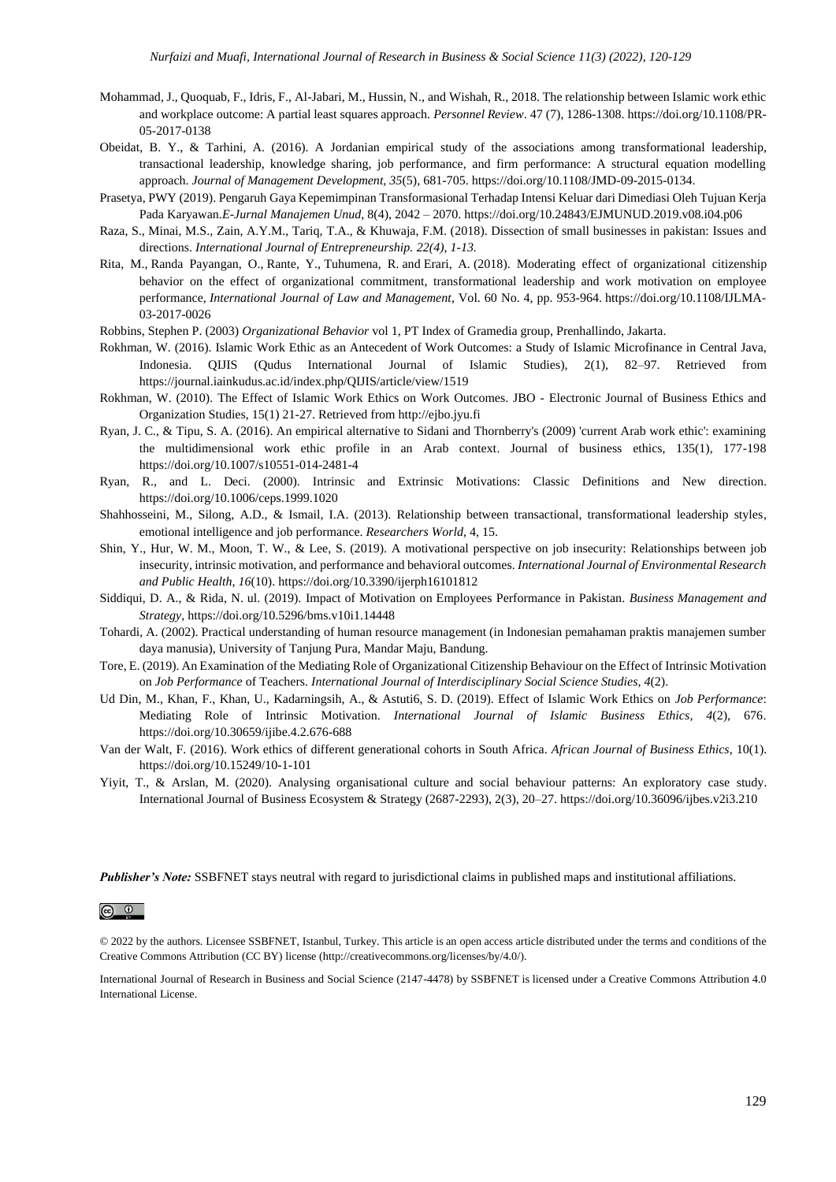Mohammad, J., Quoquab, F., Idris, F., Al-Jabari, M., Hussin, N., and Wishah, R., 2018. The relationship between Islamic work ethic and workplace outcome: A partial least squares approach. *Personnel Review*. 47 (7), 1286-1308. https://doi.org/10.1108/PR-05-2017-0138

Obeidat, B. Y., & Tarhini, A. (2016). A Jordanian empirical study of the associations among transformational leadership, transactional leadership, knowledge sharing, job performance, and firm performance: A structural equation modelling approach. *Journal of Management Development*, *35*(5), 681-705. https://doi.org/10.1108/JMD-09-2015-0134.

Prasetya, PWY (2019). Pengaruh Gaya Kepemimpinan Transformasional Terhadap Intensi Keluar dari Dimediasi Oleh Tujuan Kerja Pada Karyawan.*E-Jurnal Manajemen Unud*, 8(4), 2042 – 2070. https://doi.org/10.24843/EJMUNUD.2019.v08.i04.p06

Raza, S., Minai, M.S., Zain, A.Y.M., Tariq, T.A., & Khuwaja, F.M. (2018). Dissection of small businesses in pakistan: Issues and directions. *International Journal of Entrepreneurship. 22(4), 1-13.*

Rita, M., Randa Payangan, O., Rante, Y., Tuhumena, R. and Erari, A. (2018). Moderating effect of organizational citizenship behavior on the effect of organizational commitment, transformational leadership and work motivation on employee performance, *International Journal of Law and Management*, Vol. 60 No. 4, pp. 953-964. https://doi.org/10.1108/IJLMA-03-2017-0026

Robbins, Stephen P. (2003) *Organizational Behavior* vol 1, PT Index of Gramedia group, Prenhallindo, Jakarta.

Rokhman, W. (2016). Islamic Work Ethic as an Antecedent of Work Outcomes: a Study of Islamic Microfinance in Central Java, Indonesia. QIJIS (Qudus International Journal of Islamic Studies), 2(1), 82–97. Retrieved from https://journal.iainkudus.ac.id/index.php/QIJIS/article/view/1519

Rokhman, W. (2010). The Effect of Islamic Work Ethics on Work Outcomes. JBO - Electronic Journal of Business Ethics and Organization Studies, 15(1) 21-27. Retrieved from http://ejbo.jyu.fi

Ryan, J. C., & Tipu, S. A. (2016). An empirical alternative to Sidani and Thornberry's (2009) 'current Arab work ethic': examining the multidimensional work ethic profile in an Arab context. Journal of business ethics, 135(1), 177-198 https://doi.org/10.1007/s10551-014-2481-4

Ryan, R., and L. Deci. (2000). Intrinsic and Extrinsic Motivations: Classic Definitions and New direction. https://doi.org/10.1006/ceps.1999.1020

Shahhosseini, M., Silong, A.D., & Ismail, I.A. (2013). Relationship between transactional, transformational leadership styles, emotional intelligence and job performance. *Researchers World*, 4, 15.

Shin, Y., Hur, W. M., Moon, T. W., & Lee, S. (2019). A motivational perspective on job insecurity: Relationships between job insecurity, intrinsic motivation, and performance and behavioral outcomes. *International Journal of Environmental Research and Public Health*, *16*(10). https://doi.org/10.3390/ijerph16101812

Siddiqui, D. A., & Rida, N. ul. (2019). Impact of Motivation on Employees Performance in Pakistan. *Business Management and Strategy*, https://doi.org/10.5296/bms.v10i1.14448

Tohardi, A. (2002). Practical understanding of human resource management (in Indonesian pemahaman praktis manajemen sumber daya manusia), University of Tanjung Pura, Mandar Maju, Bandung.

Tore, E. (2019). An Examination of the Mediating Role of Organizational Citizenship Behaviour on the Effect of Intrinsic Motivation on *Job Performance* of Teachers. *International Journal of Interdisciplinary Social Science Studies*, *4*(2).

Ud Din, M., Khan, F., Khan, U., Kadarningsih, A., & Astuti6, S. D. (2019). Effect of Islamic Work Ethics on *Job Performance*: Mediating Role of Intrinsic Motivation. *International Journal of Islamic Business Ethics*, *4*(2), 676. https://doi.org/10.30659/ijibe.4.2.676-688

Van der Walt, F. (2016). Work ethics of different generational cohorts in South Africa. *African Journal of Business Ethics*, 10(1). https://doi.org/10.15249/10-1-101

Yiyit, T., & Arslan, M. (2020). Analysing organisational culture and social behaviour patterns: An exploratory case study. International Journal of Business Ecosystem & Strategy (2687-2293), 2(3), 20–27. https://doi.org/10.36096/ijbes.v2i3.210

***Publisher's Note:*** SSBFNET stays neutral with regard to jurisdictional claims in published maps and institutional affiliations.

© 2022 by the authors. Licensee SSBFNET, Istanbul, Turkey. This article is an open access article distributed under the terms and conditions of the Creative Commons Attribution (CC BY) license (http://creativecommons.org/licenses/by/4.0/).

International Journal of Research in Business and Social Science (2147-4478) by SSBFNET is licensed under a Creative Commons Attribution 4.0 International License.